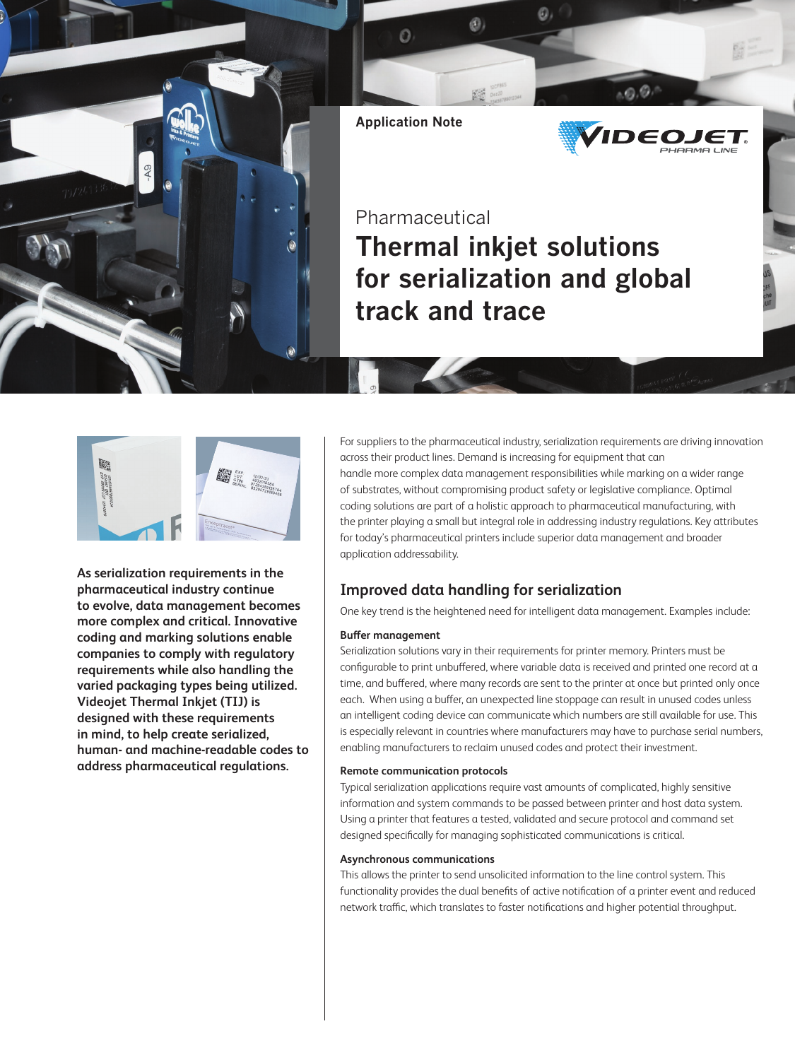Application Note

Pharmaceutical

# Thermal inkjet solutions for serialization and global track and trace

**As serialization requirements in the pharmaceutical industry continue to evolve, data management becomes more complex and critical. Innovative coding and marking solutions enable companies to comply with regulatory requirements while also handling the varied packaging types being utilized. Videojet Thermal Inkjet (TIJ) is designed with these requirements in mind, to help create serialized, human- and machine-readable codes to address pharmaceutical regulations.**

For suppliers to the pharmaceutical industry, serialization requirements are driving innovation across their product lines. Demand is increasing for equipment that can handle more complex data management responsibilities while marking on a wider range of substrates, without compromising product safety or legislative compliance. Optimal coding solutions are part of a holistic approach to pharmaceutical manufacturing, with the printer playing a small but integral role in addressing industry regulations. Key attributes for today's pharmaceutical printers include superior data management and broader application addressability.

## Improved data handling for serialization

One key trend is the heightened need for intelligent data management. Examples include:

### Buffer management

Serialization solutions vary in their requirements for printer memory. Printers must be configurable to print unbuffered, where variable data is received and printed one record at a time, and buffered, where many records are sent to the printer at once but printed only once each. When using a buffer, an unexpected line stoppage can result in unused codes unless an intelligent coding device can communicate which numbers are still available for use. This is especially relevant in countries where manufacturers may have to purchase serial numbers, enabling manufacturers to reclaim unused codes and protect their investment.

### Remote communication protocols

Typical serialization applications require vast amounts of complicated, highly sensitive information and system commands to be passed between printer and host data system. Using a printer that features a tested, validated and secure protocol and command set designed specifically for managing sophisticated communications is critical.

### Asynchronous communications

This allows the printer to send unsolicited information to the line control system. This functionality provides the dual benefits of active notification of a printer event and reduced network traffic, which translates to faster notifications and higher potential throughput.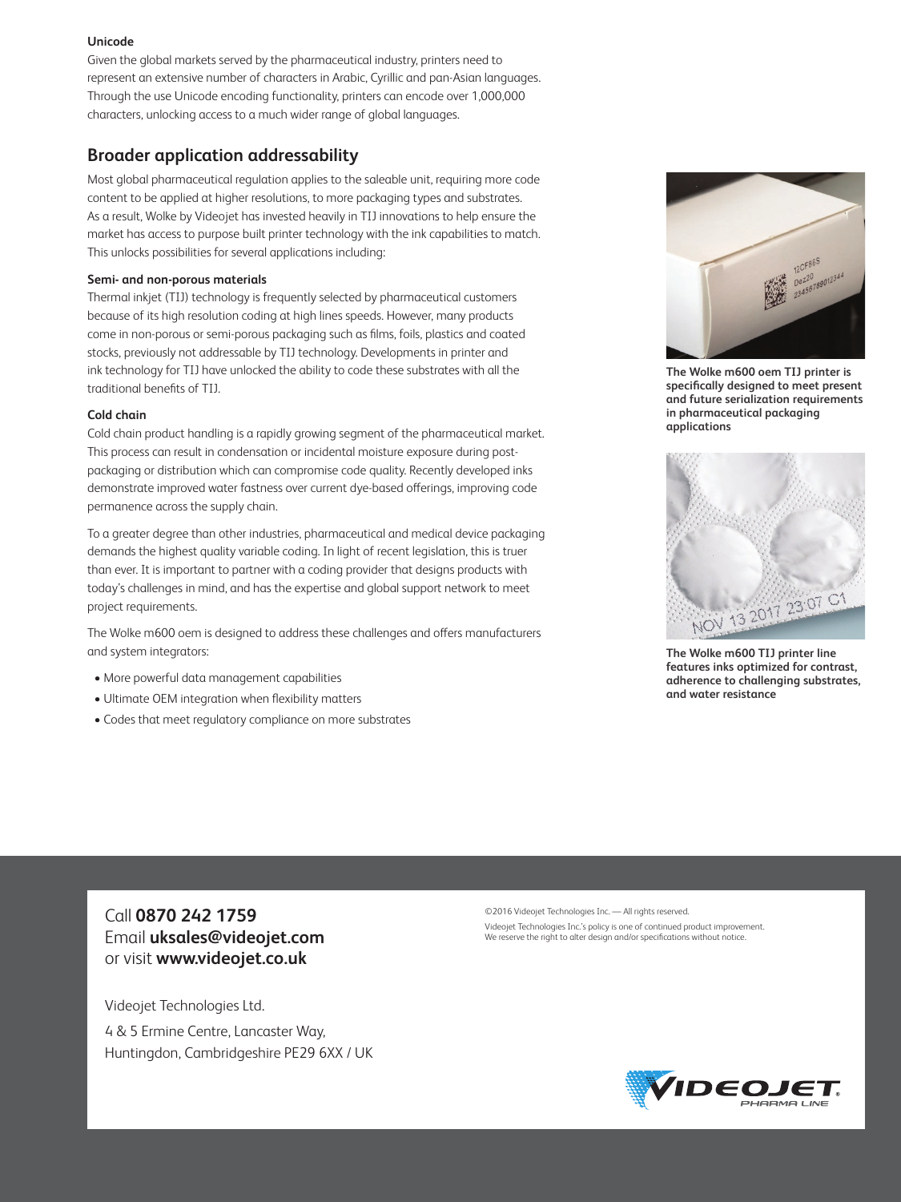**Unicode**

Given the global markets served by the pharmaceutical industry, printers need to represent an extensive number of characters in Arabic, Cyrillic and pan-Asian languages. Through the use Unicode encoding functionality, printers can encode over 1,000,000 characters, unlocking access to a much wider range of global languages.

## Broader application addressability

Most global pharmaceutical regulation applies to the saleable unit, requiring more code content to be applied at higher resolutions, to more packaging types and substrates. As a result, Wolke by Videojet has invested heavily in TIJ innovations to help ensure the market has access to purpose built printer technology with the ink capabilities to match. This unlocks possibilities for several applications including:

**Semi- and non-porous materials**

Thermal inkjet (TIJ) technology is frequently selected by pharmaceutical customers because of its high resolution coding at high lines speeds. However, many products come in non-porous or semi-porous packaging such as films, foils, plastics and coated stocks, previously not addressable by TIJ technology. Developments in printer and ink technology for TIJ have unlocked the ability to code these substrates with all the traditional benefits of TIJ.

**Cold chain**

Cold chain product handling is a rapidly growing segment of the pharmaceutical market. This process can result in condensation or incidental moisture exposure during post-packaging or distribution which can compromise code quality. Recently developed inks demonstrate improved water fastness over current dye-based offerings, improving code permanence across the supply chain.

To a greater degree than other industries, pharmaceutical and medical device packaging demands the highest quality variable coding. In light of recent legislation, this is truer than ever. It is important to partner with a coding provider that designs products with today's challenges in mind, and has the expertise and global support network to meet project requirements.

The Wolke m600 oem is designed to address these challenges and offers manufacturers and system integrators:

- More powerful data management capabilities
- Ultimate OEM integration when flexibility matters
- Codes that meet regulatory compliance on more substrates

**The Wolke m600 oem TIJ printer is specifically designed to meet present and future serialization requirements in pharmaceutical packaging applications**

**The Wolke m600 TIJ printer line features inks optimized for contrast, adherence to challenging substrates, and water resistance**

Call **0870 242 1759**
Email **uksales@videojet.com**
or visit **www.videojet.co.uk**

Videojet Technologies Ltd.

4 & 5 Ermine Centre, Lancaster Way,
Huntingdon, Cambridgeshire PE29 6XX / UK

©2016 Videojet Technologies Inc. — All rights reserved.

Videojet Technologies Inc.'s policy is one of continued product improvement. We reserve the right to alter design and/or specifications without notice.